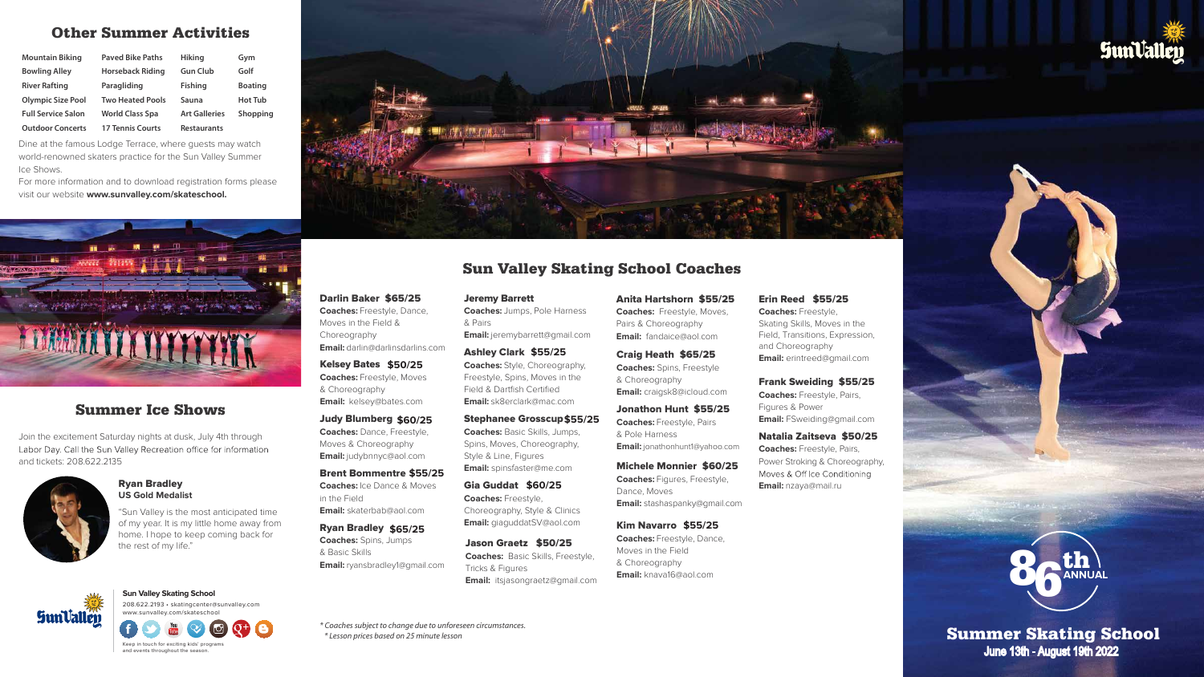## Other Summer Activities

| Mountain Biking | Paved Bike Paths | Hiking | Gym |
|---|---|---|---|
| Bowling Alley | Horseback Riding | Gun Club | Golf |
| River Rafting | Paragliding | Fishing | Boating |
| Olympic Size Pool | Two Heated Pools | Sauna | Hot Tub |
| Full Service Salon | World Class Spa | Art Galleries | Shopping |
| Outdoor Concerts | 17 Tennis Courts | Restaurants | |

Dine at the famous Lodge Terrace, where guests may watch world-renowned skaters practice for the Sun Valley Summer Ice Shows.

For more information and to download registration forms please visit our website **www.sunvalley.com/skateschool.**

## Summer Ice Shows

Join the excitement Saturday nights at dusk, July 4th through Labor Day. Call the Sun Valley Recreation office for information and tickets: 208.622.2135

**Ryan Bradley**
**US Gold Medalist**

"Sun Valley is the most anticipated time of my year. It is my little home away from home. I hope to keep coming back for the rest of my life."

**Sun Valley Skating School**
208.622.2193 • skatingcenter@sunvalley.com
www.sunvalley.com/skateschool

Keep in touch for exciting kids' programs and events throughout the season.

## Sun Valley Skating School Coaches

**Darlin Baker $65/25**
**Coaches:** Freestyle, Dance, Moves in the Field & Choreography
**Email:** darlin@darlinsdarlins.com

**Kelsey Bates $50/25**
**Coaches:** Freestyle, Moves & Choreography
**Email:** kelsey@bates.com

**Judy Blumberg $60/25**
**Coaches:** Dance, Freestyle, Moves & Choreography
**Email:** judybnnyc@aol.com

**Brent Bommentre $55/25**
**Coaches:** Ice Dance & Moves in the Field
**Email:** skaterbab@aol.com

**Ryan Bradley $65/25**
**Coaches:** Spins, Jumps & Basic Skills
**Email:** ryansbradley1@gmail.com

**Jeremy Barrett**
**Coaches:** Jumps, Pole Harness & Pairs
**Email:** jeremybarrett@gmail.com

**Ashley Clark $55/25**
**Coaches:** Style, Choreography, Freestyle, Spins, Moves in the Field & Dartfish Certified
**Email:** sk8erclark@mac.com

**Stephanee Grosscup $55/25**
**Coaches:** Basic Skills, Jumps, Spins, Moves, Choreography, Style & Line, Figures
**Email:** spinsfaster@me.com

**Gia Guddat $60/25**
**Coaches:** Freestyle, Choreography, Style & Clinics
**Email:** giaguddatSV@aol.com

**Jason Graetz $50/25**
**Coaches:** Basic Skills, Freestyle, Tricks & Figures
**Email:** itsjasongraetz@gmail.com

**Anita Hartshorn $55/25**
**Coaches:** Freestyle, Moves, Pairs & Choreography
**Email:** fandaice@aol.com

**Craig Heath $65/25**
**Coaches:** Spins, Freestyle & Choreography
**Email:** craigsk8@icloud.com

**Jonathon Hunt $55/25**
**Coaches:** Freestyle, Pairs & Pole Harness
**Email:** jonathonhunt1@yahoo.com

**Michele Monnier $60/25**
**Coaches:** Figures, Freestyle, Dance, Moves
**Email:** stashaspanky@gmail.com

**Kim Navarro $55/25**
**Coaches:** Freestyle, Dance, Moves in the Field & Choreography
**Email:** knava16@aol.com

**Erin Reed $55/25**
**Coaches:** Freestyle, Skating Skills, Moves in the Field, Transitions, Expression, and Choreography
**Email:** erintreed@gmail.com

**Frank Sweiding $55/25**
**Coaches:** Freestyle, Pairs, Figures & Power
**Email:** FSweiding@gmail.com

**Natalia Zaitseva $50/25**
**Coaches:** Freestyle, Pairs, Power Stroking & Choreography, Moves & Off Ice Conditioning
**Email:** nzaya@mail.ru

*\* Coaches subject to change due to unforeseen circumstances.*
*\* Lesson prices based on 25 minute lesson*

Sun Valley

86th ANNUAL

## Summer Skating School
**June 13th - August 19th 2022**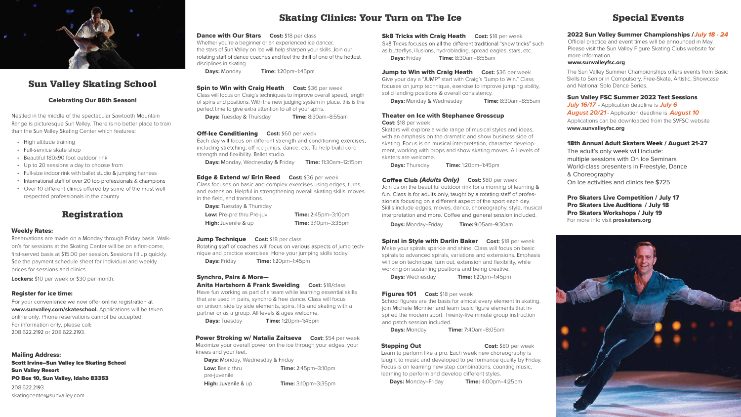# Sun Valley Skating School

### Celebrating Our 86th Season!

Nestled in the middle of the spectacular Sawtooth Mountain Range is picturesque Sun Valley. There is no better place to train than the Sun Valley Skating Center which features:

- High altitude training
- Full-service skate shop
- Beautiful 180x90 foot outdoor rink
- Up to 20 sessions a day to choose from
- Full-size indoor rink with ballet studio & jumping harness
- International staff of over 20 top professionals & champions
- Over 10 different clinics offered by some of the most well respected professionals in the country

# Registration

### Weekly Rates:

Reservations are made on a Monday through Friday basis. Walk-on's for sessions at the Skating Center will be on a first-come, first-served basis at $15.00 per session. Sessions fill up quickly. See the payment schedule sheet for individual and weekly prices for sessions and clinics.

**Lockers:** $10 per week or $30 per month.

### Register for ice time:

For your convenience we now offer online registration at **www.sunvalley.com/skateschool.** Applications will be taken online only. Phone reservations cannot be accepted.
For information only, please call:
208.622.2192 or 208.622.2193.

### Mailing Address:

**Scott Irvine–Sun Valley Ice Skating School**
**Sun Valley Resort**
**PO Box 10, Sun Valley, Idaho 83353**
208.622.2193
skatingcenter@sunvalley.com

# Skating Clinics: Your Turn on The Ice

**Dance with Our Stars** **Cost:** $18 per class
Whether you're a beginner or an experienced ice dancer, the stars of Sun Valley on Ice will help sharpen your skills. Join our rotating staff of dance coaches and feel the thrill of one of the hottest disciplines in skating.
**Days:** Monday **Time:** 1:20pm–1:45pm

**Spin to Win with Craig Heath** **Cost:** $36 per week
Class will focus on Craig's techniques to improve overall speed, length of spins and positions. With the new judging system in place, this is the perfect time to give extra attention to all of your spins.
**Days:** Tuesday & Thursday **Time:** 8:30am–8:55am

**Off-Ice Conditioning** **Cost:** $60 per week
Each day will focus on different strength and conditioning exercises, including stretching, off-ice jumps, dance, etc. To help build core strength and flexibility. Ballet studio.
**Days:** Monday, Wednesday & Friday **Time:** 11:30am–12:15pm

**Edge & Extend w/ Erin Reed** **Cost:** $36 per week
Class focuses on basic and complex exercises using edges, turns, and extension. Helpful in strengthening overall skating skills, moves in the field, and transitions.
**Days:** Tuesday & Thursday
**Low:** Pre-pre thru Pre-juv **Time:** 2:45pm–3:10pm
**High:** Juvenile & up **Time:** 3:10pm–3:35pm

**Jump Technique** **Cost:** $18 per class
Rotating staff of coaches will focus on various aspects of jump technique and practice exercises. Hone your jumping skills today.
**Days:** Friday **Time:** 1:20pm–1:45pm

**Synchro, Pairs & More—**
**Anita Hartshorn & Frank Sweiding** **Cost:** $18/class
Have fun working as part of a team while learning essential skills that are used in pairs, synchro & free dance. Class will focus on unison, side by side elements, spins, lifts and skating with a partner or as a group. All levels & ages welcome.
**Days:** Tuesday **Time:** 1:20pm–1:45pm

**Power Stroking w/ Natalia Zaitseva** **Cost:** $54 per week
Maximize your overall power on the ice through your edges, your knees and your feet.
**Days:** Monday, Wednesday & Friday
**Low:** Basic thru pre-juvenile **Time:** 2:45pm–3:10pm
**High:** Juvenile & up **Time:** 3:10pm–3:35pm

**Sk8 Tricks with Craig Heath** **Cost:** $18 per week
Sk8 Tricks focuses on all the different traditional "show tricks" such as butterflys, illusions, hydroblading, spread eagles, stars, etc.
**Days:** Friday **Time:** 8:30am–8:55am

**Jump to Win with Craig Heath** **Cost:** $36 per week
Give your day a "JUMP" start with Craig's "Jump to Win." Class focuses on jump technique, exercise to improve jumping ability, solid landing positions & overall consistency.
**Days:** Monday & Wednesday **Time:** 8:30am–8:55am

**Theater on Ice with Stephanee Grosscup**
**Cost:** $18 per week
Skaters will explore a wide range of musical styles and ideas, with an emphasis on the dramatic and show business side of skating. Focus is on musical interpretation, character development, working with props and show skating moves. All levels of skaters are welcome.
**Days:** Thursday **Time:** 1:20pm–1:45pm

**Coffee Club *(Adults Only)*** **Cost:** $80 per week
Join us on the beautiful outdoor rink for a morning of learning & fun. Class is for adults only, taught by a rotating staff of professionals focusing on a different aspect of the sport each day. Skills include edges, moves, dance, choreography, style, musical interpretation and more. Coffee and general session included.
**Days:** Monday–Friday **Time:** 9:05am–9:30am

**Spiral in Style with Darlin Baker** **Cost:** $18 per week
Make your spirals sparkle and shine. Class will focus on basic spirals to advanced spirals, variations and extensions. Emphasis will be on technique, turn out, extension and flexibility, while working on sustaining positions and being creative.
**Days:** Wednesday **Time:** 1:20pm–1:45pm

**Figures 101** **Cost:** $18 per week
School figures are the basis for almost every element in skating. Join Michele Monnier and learn basic figure elements that inspired the modern sport. Twenty-five minute group instruction and patch session included.
**Days:** Monday **Time:** 7:40am–8:05am

**Stepping Out** **Cost:** $80 per week
Learn to perform like a pro. Each week new choreography is taught to music and developed to performance quality by Friday. Focus is on learning new step combinations, counting music, learning to perform and develop different styles.
**Days:** Monday–Friday **Time:** 4:00pm–4:25pm

# Special Events

**2022 Sun Valley Summer Championships / *July 18 - 24***
Official practice and event times will be announced in May. Please visit the Sun Valley Figure Skating Clubs website for more information.
**www.sunvalleyfsc.org**

The Sun Valley Summer Championships offers events from Basic Skills to Senior in Compulsory, Free-Skate, Artistic, Showcase and National Solo Dance Series.

**Sun Valley FSC Summer 2022 Test Sessions**
***July 16/17*** - Application deadline is ***July 6***
***August 20/21*** - Application deadline is ***August 10***
Applications can be downloaded from the SVFSC website
**www.sunvalleyfsc.org**

**18th Annual Adult Skaters Week / August 21-27**
The adult's only week will include:
multiple sessions with On Ice Seminars
World-class presenters in Freestyle, Dance & Choreography
On Ice activities and clinics fee $725

**Pro Skaters Live Competition / July 17**
**Pro Skaters Live Auditions / July 18**
**Pro Skaters Workshops / July 19**
For more info visit **proskaters.org**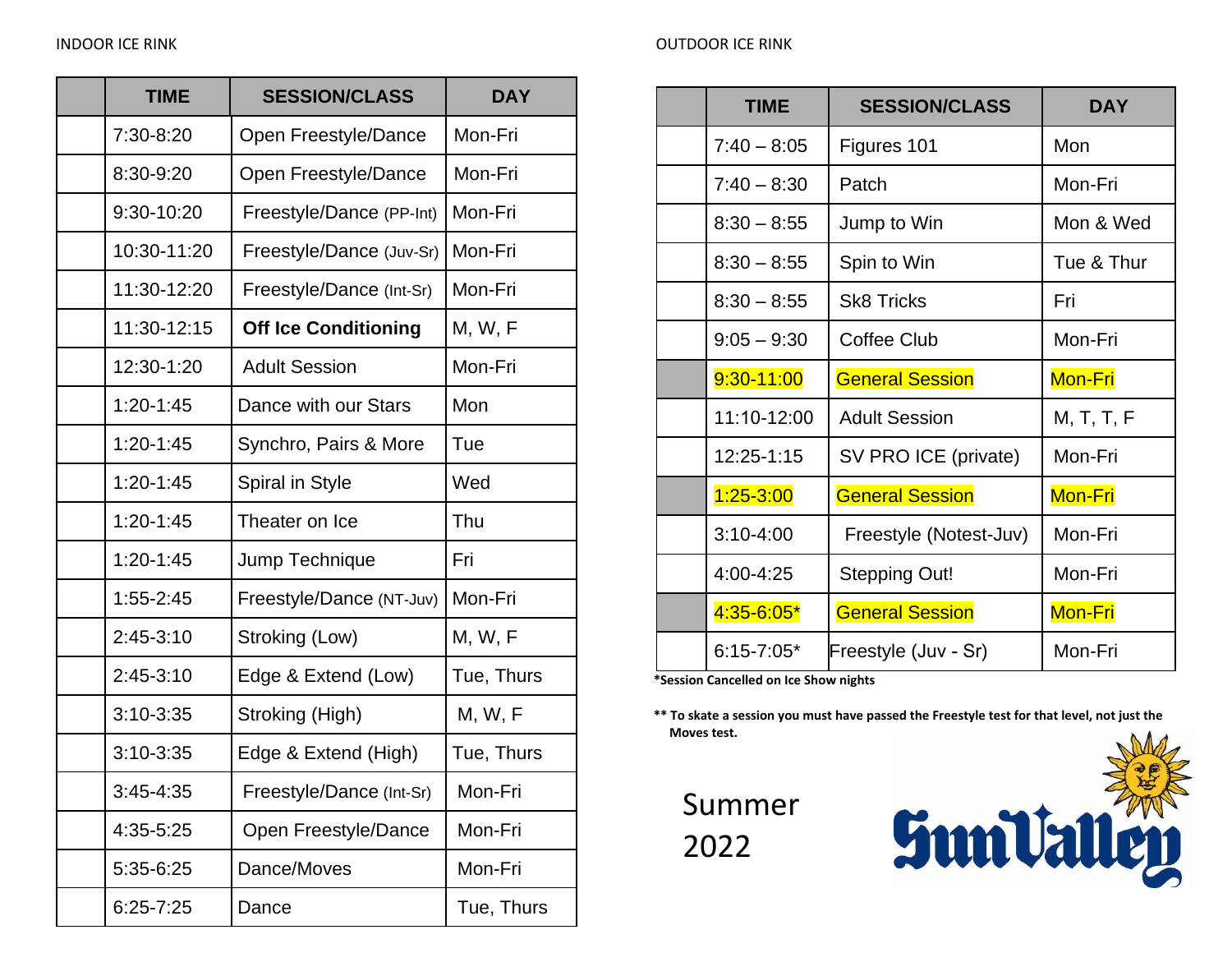INDOOR ICE RINK

| | TIME | SESSION/CLASS | DAY |
|---|---|---|---|
| | 7:30-8:20 | Open Freestyle/Dance | Mon-Fri |
| | 8:30-9:20 | Open Freestyle/Dance | Mon-Fri |
| | 9:30-10:20 | Freestyle/Dance (PP-Int) | Mon-Fri |
| | 10:30-11:20 | Freestyle/Dance (Juv-Sr) | Mon-Fri |
| | 11:30-12:20 | Freestyle/Dance (Int-Sr) | Mon-Fri |
| | 11:30-12:15 | **Off Ice Conditioning** | M, W, F |
| | 12:30-1:20 | Adult Session | Mon-Fri |
| | 1:20-1:45 | Dance with our Stars | Mon |
| | 1:20-1:45 | Synchro, Pairs & More | Tue |
| | 1:20-1:45 | Spiral in Style | Wed |
| | 1:20-1:45 | Theater on Ice | Thu |
| | 1:20-1:45 | Jump Technique | Fri |
| | 1:55-2:45 | Freestyle/Dance (NT-Juv) | Mon-Fri |
| | 2:45-3:10 | Stroking (Low) | M, W, F |
| | 2:45-3:10 | Edge & Extend (Low) | Tue, Thurs |
| | 3:10-3:35 | Stroking (High) | M, W, F |
| | 3:10-3:35 | Edge & Extend (High) | Tue, Thurs |
| | 3:45-4:35 | Freestyle/Dance (Int-Sr) | Mon-Fri |
| | 4:35-5:25 | Open Freestyle/Dance | Mon-Fri |
| | 5:35-6:25 | Dance/Moves | Mon-Fri |
| | 6:25-7:25 | Dance | Tue, Thurs |

OUTDOOR ICE RINK

| | TIME | SESSION/CLASS | DAY |
|---|---|---|---|
| | 7:40 – 8:05 | Figures 101 | Mon |
| | 7:40 – 8:30 | Patch | Mon-Fri |
| | 8:30 – 8:55 | Jump to Win | Mon & Wed |
| | 8:30 – 8:55 | Spin to Win | Tue & Thur |
| | 8:30 – 8:55 | Sk8 Tricks | Fri |
| | 9:05 – 9:30 | Coffee Club | Mon-Fri |
| | 9:30-11:00 | General Session | Mon-Fri |
| | 11:10-12:00 | Adult Session | M, T, T, F |
| | 12:25-1:15 | SV PRO ICE (private) | Mon-Fri |
| | 1:25-3:00 | General Session | Mon-Fri |
| | 3:10-4:00 | Freestyle (Notest-Juv) | Mon-Fri |
| | 4:00-4:25 | Stepping Out! | Mon-Fri |
| | 4:35-6:05* | General Session | Mon-Fri |
| | 6:15-7:05* | Freestyle (Juv - Sr) | Mon-Fri |

***Session Cancelled on Ice Show nights**

**** To skate a session you must have passed the Freestyle test for that level, not just the Moves test.**

Summer 2022

Sun Valley